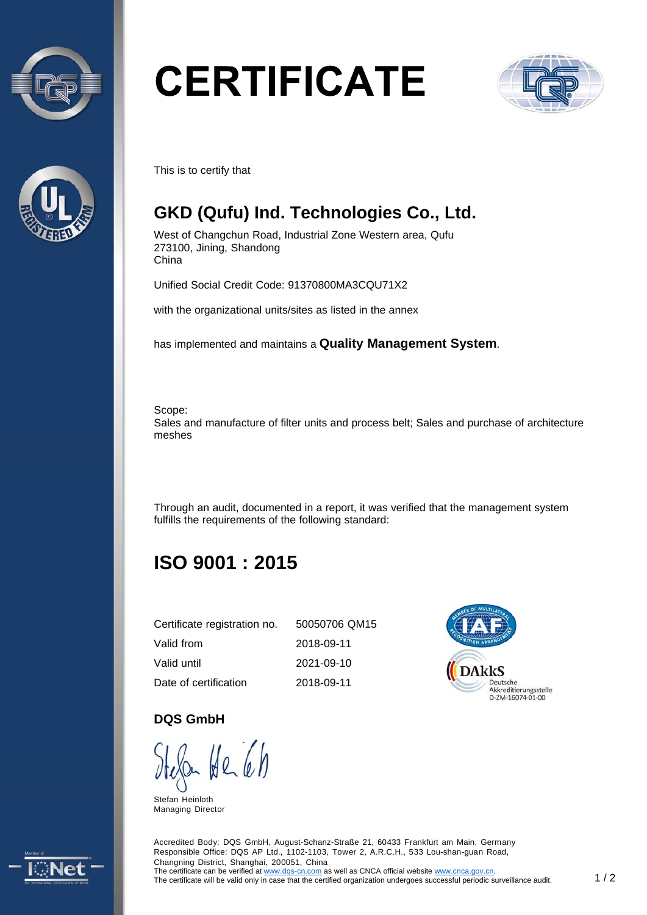# CERTIFICATE

This is to certify that

## GKD (Qufu) Ind. Technologies Co., Ltd.

West of Changchun Road, Industrial Zone Western area, Qufu
273100, Jining, Shandong
China

Unified Social Credit Code: 91370800MA3CQU71X2

with the organizational units/sites as listed in the annex

has implemented and maintains a **Quality Management System**.

Scope:
Sales and manufacture of filter units and process belt; Sales and purchase of architecture meshes

Through an audit, documented in a report, it was verified that the management system fulfills the requirements of the following standard:

## ISO 9001 : 2015

| | |
|---|---|
| Certificate registration no. | 50050706 QM15 |
| Valid from | 2018-09-11 |
| Valid until | 2021-09-10 |
| Date of certification | 2018-09-11 |

DAkkS
Deutsche Akkreditierungsstelle
D-ZM-16074-01-00

**DQS GmbH**

Stefan Heinloth
Managing Director

Accredited Body: DQS GmbH, August-Schanz-Straße 21, 60433 Frankfurt am Main, Germany
Responsible Office: DQS AP Ltd., 1102-1103, Tower 2, A.R.C.H., 533 Lou-shan-guan Road, Changning District, Shanghai, 200051, China
The certificate can be verified at www.dqs-cn.com as well as CNCA official website www.cnca.gov.cn.
The certificate will be valid only in case that the certified organization undergoes successful periodic surveillance audit.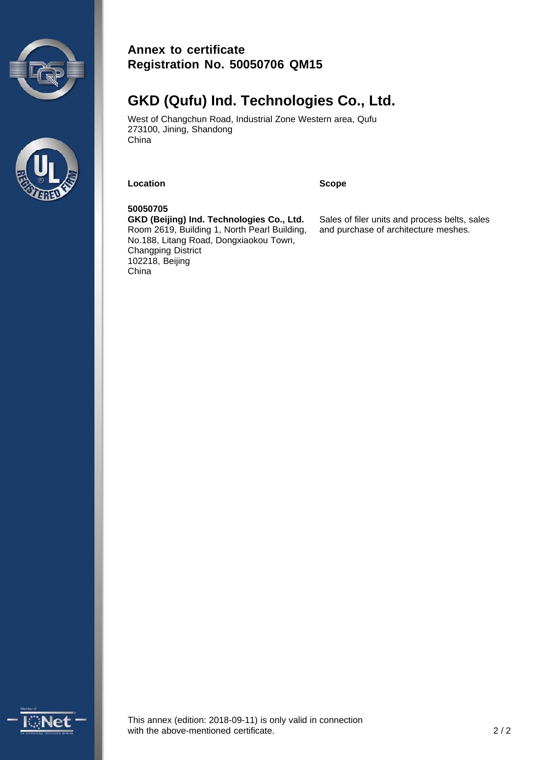**Annex to certificate**
**Registration No. 50050706 QM15**

# GKD (Qufu) Ind. Technologies Co., Ltd.

West of Changchun Road, Industrial Zone Western area, Qufu
273100, Jining, Shandong
China

| Location | Scope |
| --- | --- |
| **50050705**<br>**GKD (Beijing) Ind. Technologies Co., Ltd.**<br>Room 2619, Building 1, North Pearl Building, No.188, Litang Road, Dongxiaokou Town, Changping District<br>102218, Beijing<br>China | Sales of filer units and process belts, sales and purchase of architecture meshes. |

This annex (edition: 2018-09-11) is only valid in connection with the above-mentioned certificate.